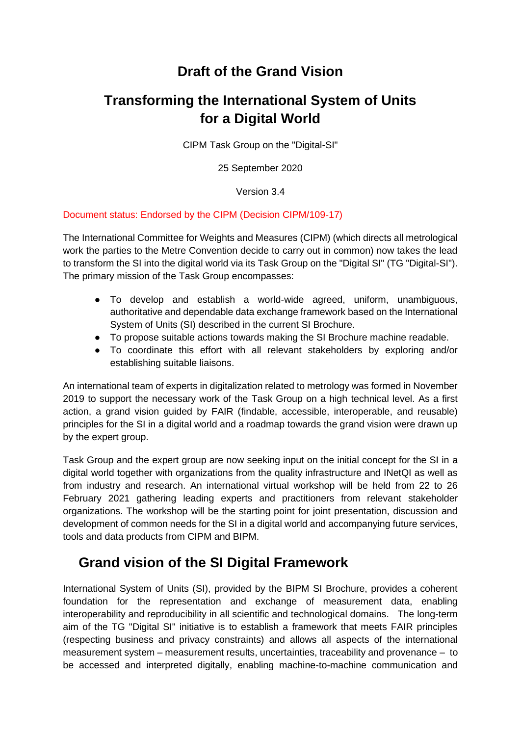# Draft of the Grand Vision

# Transforming the International System of Units for a Digital World

CIPM Task Group on the "Digital-SI"

25 September 2020

Version 3.4

Document status: Endorsed by the CIPM (Decision CIPM/109-17)

The International Committee for Weights and Measures (CIPM) (which directs all metrological work the parties to the Metre Convention decide to carry out in common) now takes the lead to transform the SI into the digital world via its Task Group on the "Digital SI" (TG "Digital-SI"). The primary mission of the Task Group encompasses:

- To develop and establish a world-wide agreed, uniform, unambiguous, authoritative and dependable data exchange framework based on the International System of Units (SI) described in the current SI Brochure.
- To propose suitable actions towards making the SI Brochure machine readable.
- To coordinate this effort with all relevant stakeholders by exploring and/or establishing suitable liaisons.

An international team of experts in digitalization related to metrology was formed in November 2019 to support the necessary work of the Task Group on a high technical level. As a first action, a grand vision guided by FAIR (findable, accessible, interoperable, and reusable) principles for the SI in a digital world and a roadmap towards the grand vision were drawn up by the expert group.

Task Group and the expert group are now seeking input on the initial concept for the SI in a digital world together with organizations from the quality infrastructure and INetQI as well as from industry and research. An international virtual workshop will be held from 22 to 26 February 2021 gathering leading experts and practitioners from relevant stakeholder organizations. The workshop will be the starting point for joint presentation, discussion and development of common needs for the SI in a digital world and accompanying future services, tools and data products from CIPM and BIPM.

## Grand vision of the SI Digital Framework

International System of Units (SI), provided by the BIPM SI Brochure, provides a coherent foundation for the representation and exchange of measurement data, enabling interoperability and reproducibility in all scientific and technological domains. The long-term aim of the TG "Digital SI" initiative is to establish a framework that meets FAIR principles (respecting business and privacy constraints) and allows all aspects of the international measurement system – measurement results, uncertainties, traceability and provenance – to be accessed and interpreted digitally, enabling machine-to-machine communication and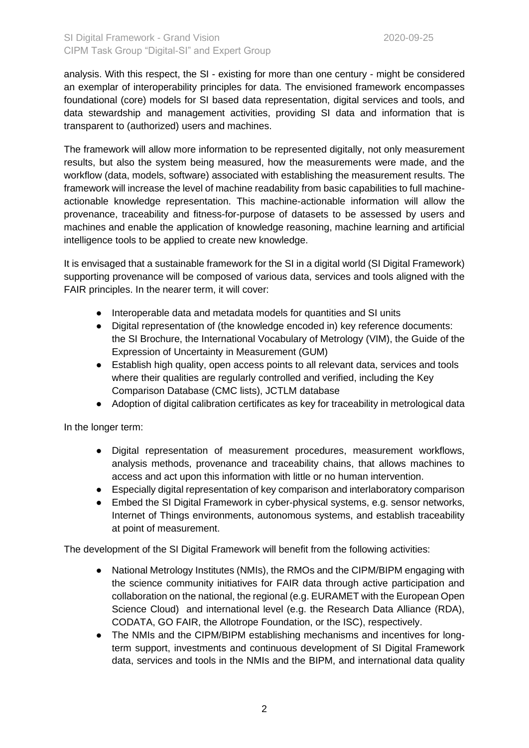analysis. With this respect, the SI - existing for more than one century - might be considered an exemplar of interoperability principles for data. The envisioned framework encompasses foundational (core) models for SI based data representation, digital services and tools, and data stewardship and management activities, providing SI data and information that is transparent to (authorized) users and machines.

The framework will allow more information to be represented digitally, not only measurement results, but also the system being measured, how the measurements were made, and the workflow (data, models, software) associated with establishing the measurement results. The framework will increase the level of machine readability from basic capabilities to full machine-actionable knowledge representation. This machine-actionable information will allow the provenance, traceability and fitness-for-purpose of datasets to be assessed by users and machines and enable the application of knowledge reasoning, machine learning and artificial intelligence tools to be applied to create new knowledge.

It is envisaged that a sustainable framework for the SI in a digital world (SI Digital Framework) supporting provenance will be composed of various data, services and tools aligned with the FAIR principles. In the nearer term, it will cover:

- Interoperable data and metadata models for quantities and SI units
- Digital representation of (the knowledge encoded in) key reference documents: the SI Brochure, the International Vocabulary of Metrology (VIM), the Guide of the Expression of Uncertainty in Measurement (GUM)
- Establish high quality, open access points to all relevant data, services and tools where their qualities are regularly controlled and verified, including the Key Comparison Database (CMC lists), JCTLM database
- Adoption of digital calibration certificates as key for traceability in metrological data

In the longer term:

- Digital representation of measurement procedures, measurement workflows, analysis methods, provenance and traceability chains, that allows machines to access and act upon this information with little or no human intervention.
- Especially digital representation of key comparison and interlaboratory comparison
- Embed the SI Digital Framework in cyber-physical systems, e.g. sensor networks, Internet of Things environments, autonomous systems, and establish traceability at point of measurement.

The development of the SI Digital Framework will benefit from the following activities:

- National Metrology Institutes (NMIs), the RMOs and the CIPM/BIPM engaging with the science community initiatives for FAIR data through active participation and collaboration on the national, the regional (e.g. EURAMET with the European Open Science Cloud) and international level (e.g. the Research Data Alliance (RDA), CODATA, GO FAIR, the Allotrope Foundation, or the ISC), respectively.
- The NMIs and the CIPM/BIPM establishing mechanisms and incentives for long-term support, investments and continuous development of SI Digital Framework data, services and tools in the NMIs and the BIPM, and international data quality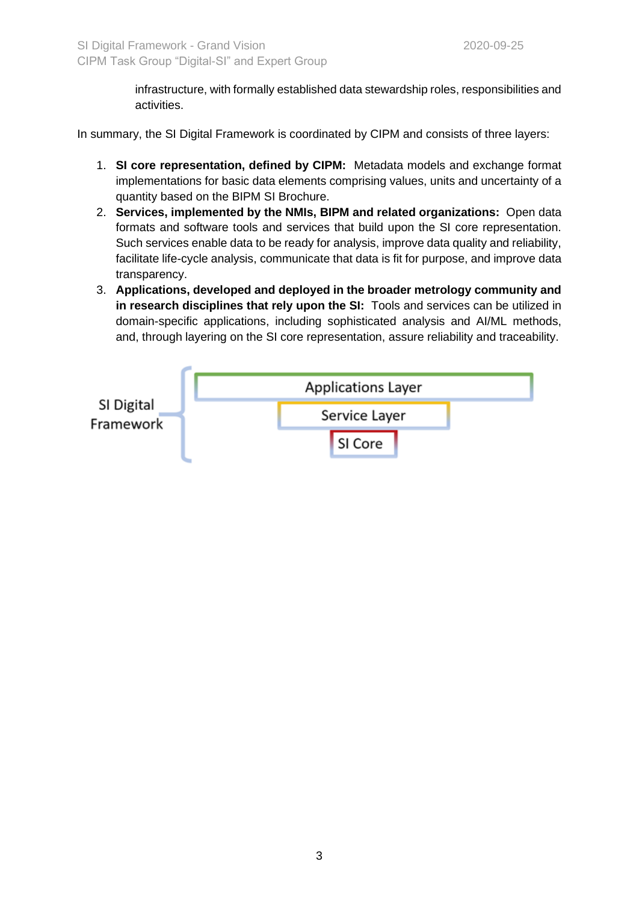infrastructure, with formally established data stewardship roles, responsibilities and activities.

In summary, the SI Digital Framework is coordinated by CIPM and consists of three layers:

1. **SI core representation, defined by CIPM:** Metadata models and exchange format implementations for basic data elements comprising values, units and uncertainty of a quantity based on the BIPM SI Brochure.
2. **Services, implemented by the NMIs, BIPM and related organizations:** Open data formats and software tools and services that build upon the SI core representation. Such services enable data to be ready for analysis, improve data quality and reliability, facilitate life-cycle analysis, communicate that data is fit for purpose, and improve data transparency.
3. **Applications, developed and deployed in the broader metrology community and in research disciplines that rely upon the SI:** Tools and services can be utilized in domain-specific applications, including sophisticated analysis and AI/ML methods, and, through layering on the SI core representation, assure reliability and traceability.

SI Digital Framework

Applications Layer

Service Layer

SI Core